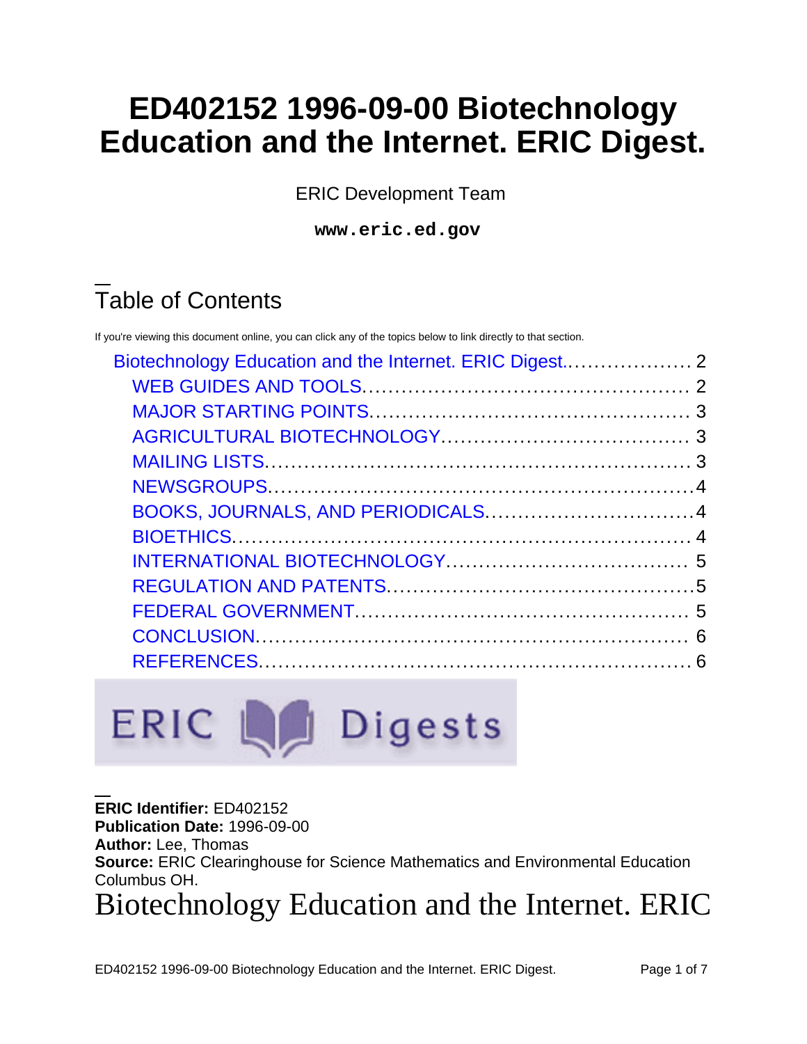# ED402152 1996-09-00 Biotechnology Education and the Internet. ERIC Digest.

ERIC Development Team

**www.eric.ed.gov**

## Table of Contents

If you're viewing this document online, you can click any of the topics below to link directly to that section.

- Biotechnology Education and the Internet. ERIC Digest.................... 2
  - WEB GUIDES AND TOOLS.................................................. 2
  - MAJOR STARTING POINTS................................................ 3
  - AGRICULTURAL BIOTECHNOLOGY...................................... 3
  - MAILING LISTS.................................................................. 3
  - NEWSGROUPS.................................................................4
  - BOOKS, JOURNALS, AND PERIODICALS................................4
  - BIOETHICS....................................................................... 4
  - INTERNATIONAL BIOTECHNOLOGY..................................... 5
  - REGULATION AND PATENTS..............................................5
  - FEDERAL GOVERNMENT................................................... 5
  - CONCLUSION.................................................................. 6
  - REFERENCES.................................................................. 6

ERIC Digests

**ERIC Identifier:** ED402152
**Publication Date:** 1996-09-00
**Author:** Lee, Thomas
**Source:** ERIC Clearinghouse for Science Mathematics and Environmental Education Columbus OH.

# Biotechnology Education and the Internet. ERIC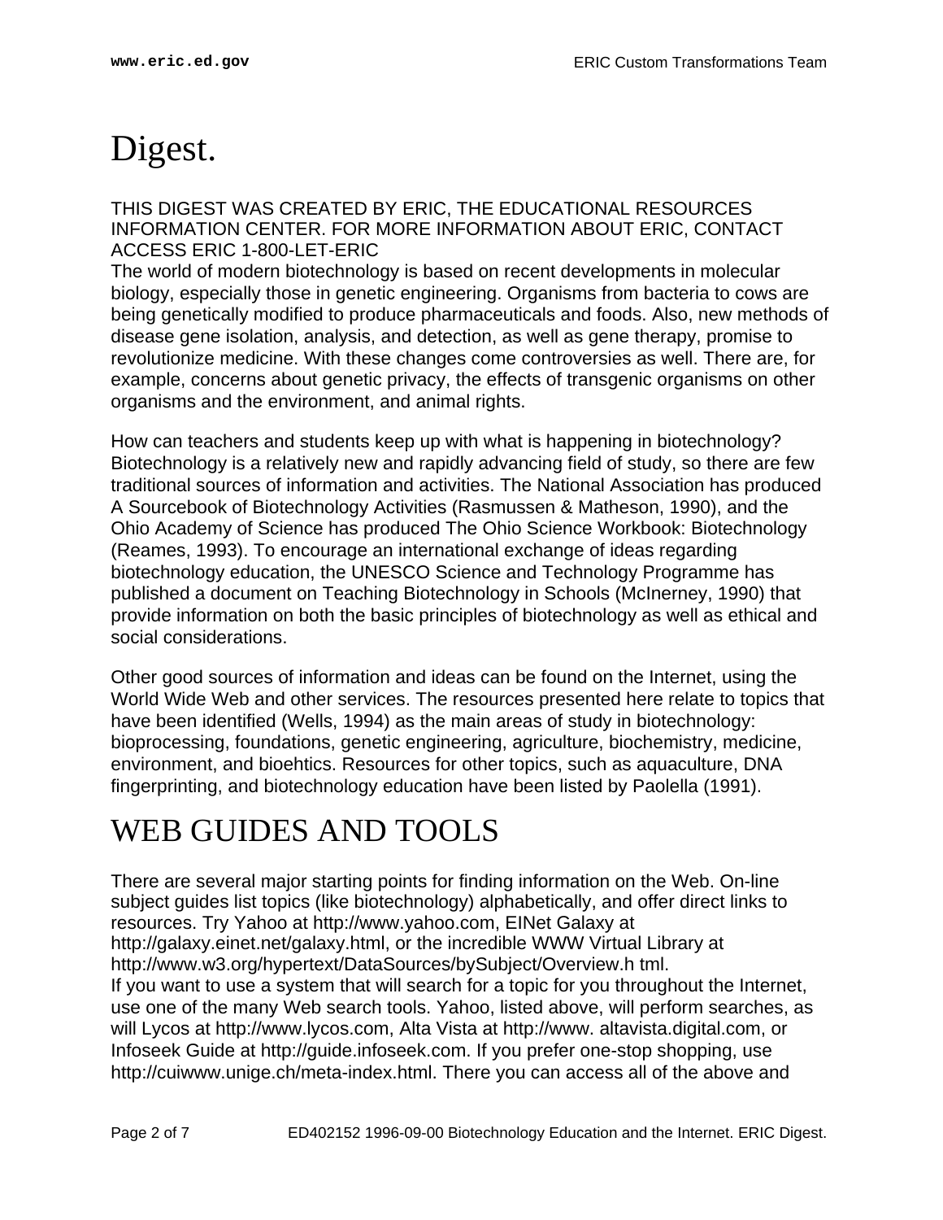# Digest.

THIS DIGEST WAS CREATED BY ERIC, THE EDUCATIONAL RESOURCES INFORMATION CENTER. FOR MORE INFORMATION ABOUT ERIC, CONTACT ACCESS ERIC 1-800-LET-ERIC

The world of modern biotechnology is based on recent developments in molecular biology, especially those in genetic engineering. Organisms from bacteria to cows are being genetically modified to produce pharmaceuticals and foods. Also, new methods of disease gene isolation, analysis, and detection, as well as gene therapy, promise to revolutionize medicine. With these changes come controversies as well. There are, for example, concerns about genetic privacy, the effects of transgenic organisms on other organisms and the environment, and animal rights.

How can teachers and students keep up with what is happening in biotechnology? Biotechnology is a relatively new and rapidly advancing field of study, so there are few traditional sources of information and activities. The National Association has produced A Sourcebook of Biotechnology Activities (Rasmussen & Matheson, 1990), and the Ohio Academy of Science has produced The Ohio Science Workbook: Biotechnology (Reames, 1993). To encourage an international exchange of ideas regarding biotechnology education, the UNESCO Science and Technology Programme has published a document on Teaching Biotechnology in Schools (McInerney, 1990) that provide information on both the basic principles of biotechnology as well as ethical and social considerations.

Other good sources of information and ideas can be found on the Internet, using the World Wide Web and other services. The resources presented here relate to topics that have been identified (Wells, 1994) as the main areas of study in biotechnology: bioprocessing, foundations, genetic engineering, agriculture, biochemistry, medicine, environment, and bioehtics. Resources for other topics, such as aquaculture, DNA fingerprinting, and biotechnology education have been listed by Paolella (1991).

# WEB GUIDES AND TOOLS

There are several major starting points for finding information on the Web. On-line subject guides list topics (like biotechnology) alphabetically, and offer direct links to resources. Try Yahoo at http://www.yahoo.com, EINet Galaxy at http://galaxy.einet.net/galaxy.html, or the incredible WWW Virtual Library at http://www.w3.org/hypertext/DataSources/bySubject/Overview.h tml.

If you want to use a system that will search for a topic for you throughout the Internet, use one of the many Web search tools. Yahoo, listed above, will perform searches, as will Lycos at http://www.lycos.com, Alta Vista at http://www. altavista.digital.com, or Infoseek Guide at http://guide.infoseek.com. If you prefer one-stop shopping, use http://cuiwww.unige.ch/meta-index.html. There you can access all of the above and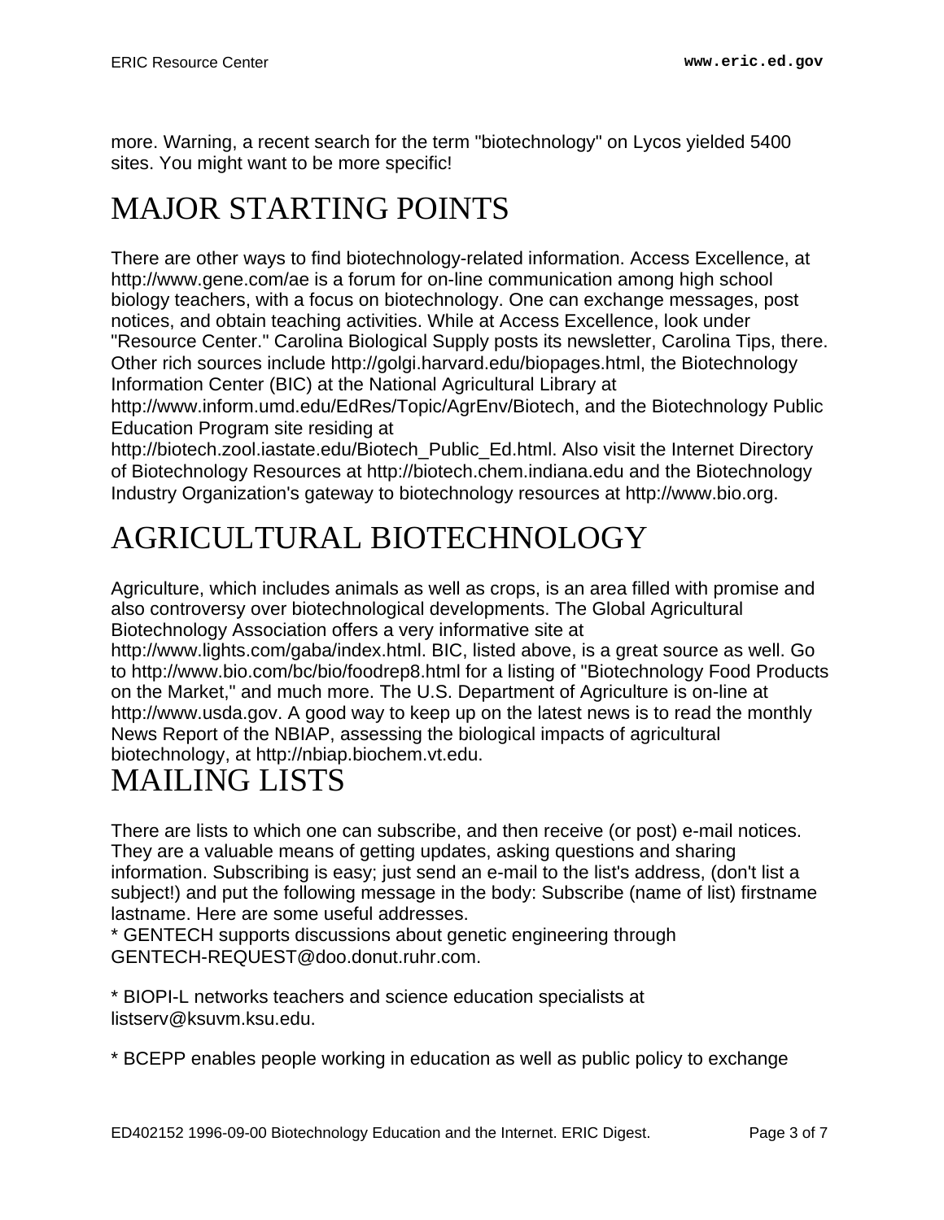more. Warning, a recent search for the term "biotechnology" on Lycos yielded 5400 sites. You might want to be more specific!

# MAJOR STARTING POINTS

There are other ways to find biotechnology-related information. Access Excellence, at http://www.gene.com/ae is a forum for on-line communication among high school biology teachers, with a focus on biotechnology. One can exchange messages, post notices, and obtain teaching activities. While at Access Excellence, look under "Resource Center." Carolina Biological Supply posts its newsletter, Carolina Tips, there. Other rich sources include http://golgi.harvard.edu/biopages.html, the Biotechnology Information Center (BIC) at the National Agricultural Library at http://www.inform.umd.edu/EdRes/Topic/AgrEnv/Biotech, and the Biotechnology Public Education Program site residing at http://biotech.zool.iastate.edu/Biotech_Public_Ed.html. Also visit the Internet Directory of Biotechnology Resources at http://biotech.chem.indiana.edu and the Biotechnology Industry Organization's gateway to biotechnology resources at http://www.bio.org.

# AGRICULTURAL BIOTECHNOLOGY

Agriculture, which includes animals as well as crops, is an area filled with promise and also controversy over biotechnological developments. The Global Agricultural Biotechnology Association offers a very informative site at http://www.lights.com/gaba/index.html. BIC, listed above, is a great source as well. Go to http://www.bio.com/bc/bio/foodrep8.html for a listing of "Biotechnology Food Products on the Market," and much more. The U.S. Department of Agriculture is on-line at http://www.usda.gov. A good way to keep up on the latest news is to read the monthly News Report of the NBIAP, assessing the biological impacts of agricultural biotechnology, at http://nbiap.biochem.vt.edu.

# MAILING LISTS

There are lists to which one can subscribe, and then receive (or post) e-mail notices. They are a valuable means of getting updates, asking questions and sharing information. Subscribing is easy; just send an e-mail to the list's address, (don't list a subject!) and put the following message in the body: Subscribe (name of list) firstname lastname. Here are some useful addresses.

* GENTECH supports discussions about genetic engineering through GENTECH-REQUEST@doo.donut.ruhr.com.

* BIOPI-L networks teachers and science education specialists at listserv@ksuvm.ksu.edu.

* BCEPP enables people working in education as well as public policy to exchange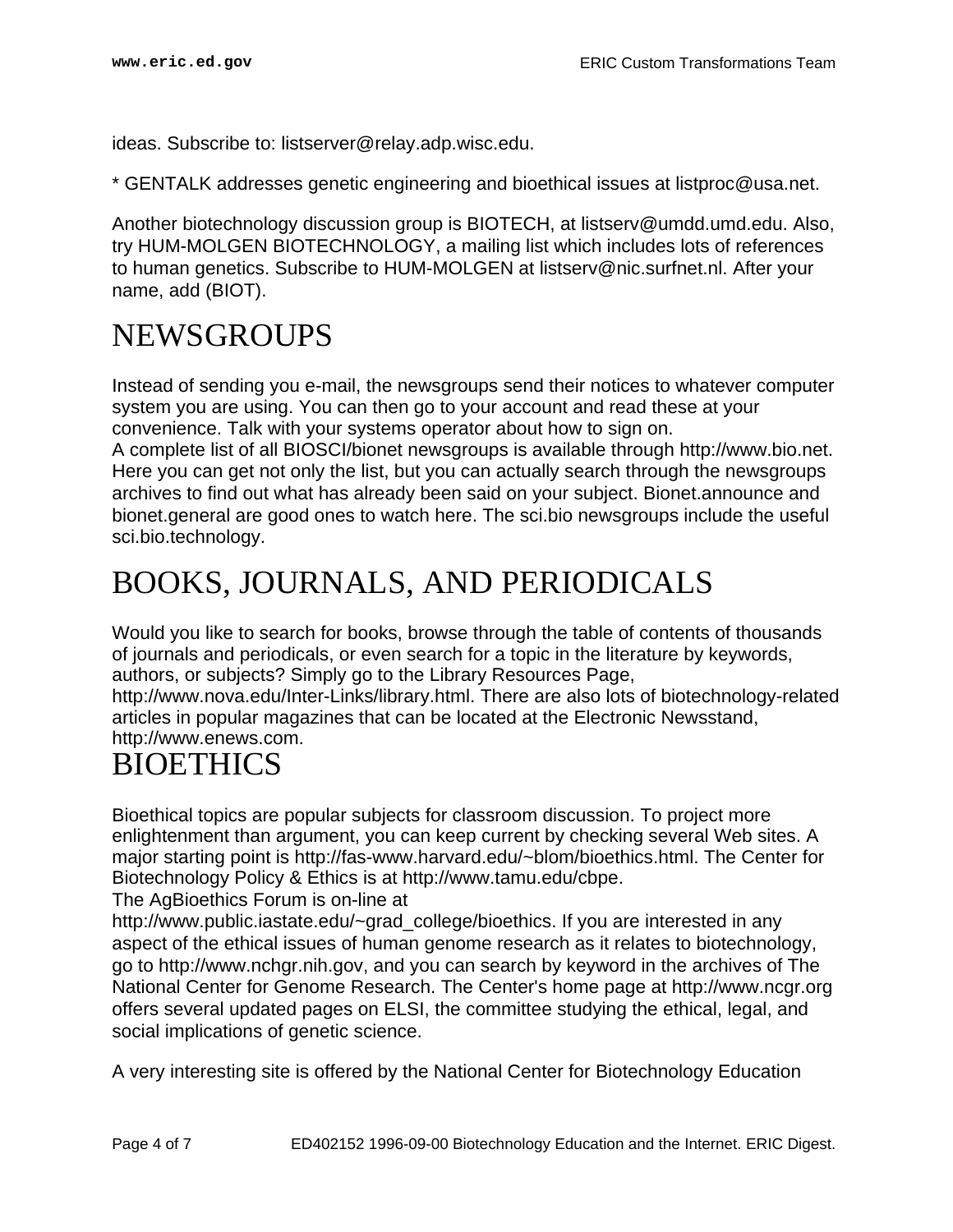ideas. Subscribe to: listserver@relay.adp.wisc.edu.

* GENTALK addresses genetic engineering and bioethical issues at listproc@usa.net.

Another biotechnology discussion group is BIOTECH, at listserv@umdd.umd.edu. Also, try HUM-MOLGEN BIOTECHNOLOGY, a mailing list which includes lots of references to human genetics. Subscribe to HUM-MOLGEN at listserv@nic.surfnet.nl. After your name, add (BIOT).

# NEWSGROUPS

Instead of sending you e-mail, the newsgroups send their notices to whatever computer system you are using. You can then go to your account and read these at your convenience. Talk with your systems operator about how to sign on.
A complete list of all BIOSCI/bionet newsgroups is available through http://www.bio.net. Here you can get not only the list, but you can actually search through the newsgroups archives to find out what has already been said on your subject. Bionet.announce and bionet.general are good ones to watch here. The sci.bio newsgroups include the useful sci.bio.technology.

# BOOKS, JOURNALS, AND PERIODICALS

Would you like to search for books, browse through the table of contents of thousands of journals and periodicals, or even search for a topic in the literature by keywords, authors, or subjects? Simply go to the Library Resources Page, http://www.nova.edu/Inter-Links/library.html. There are also lots of biotechnology-related articles in popular magazines that can be located at the Electronic Newsstand, http://www.enews.com.

# BIOETHICS

Bioethical topics are popular subjects for classroom discussion. To project more enlightenment than argument, you can keep current by checking several Web sites. A major starting point is http://fas-www.harvard.edu/~blom/bioethics.html. The Center for Biotechnology Policy & Ethics is at http://www.tamu.edu/cbpe.
The AgBioethics Forum is on-line at http://www.public.iastate.edu/~grad_college/bioethics. If you are interested in any aspect of the ethical issues of human genome research as it relates to biotechnology, go to http://www.nchgr.nih.gov, and you can search by keyword in the archives of The National Center for Genome Research. The Center's home page at http://www.ncgr.org offers several updated pages on ELSI, the committee studying the ethical, legal, and social implications of genetic science.

A very interesting site is offered by the National Center for Biotechnology Education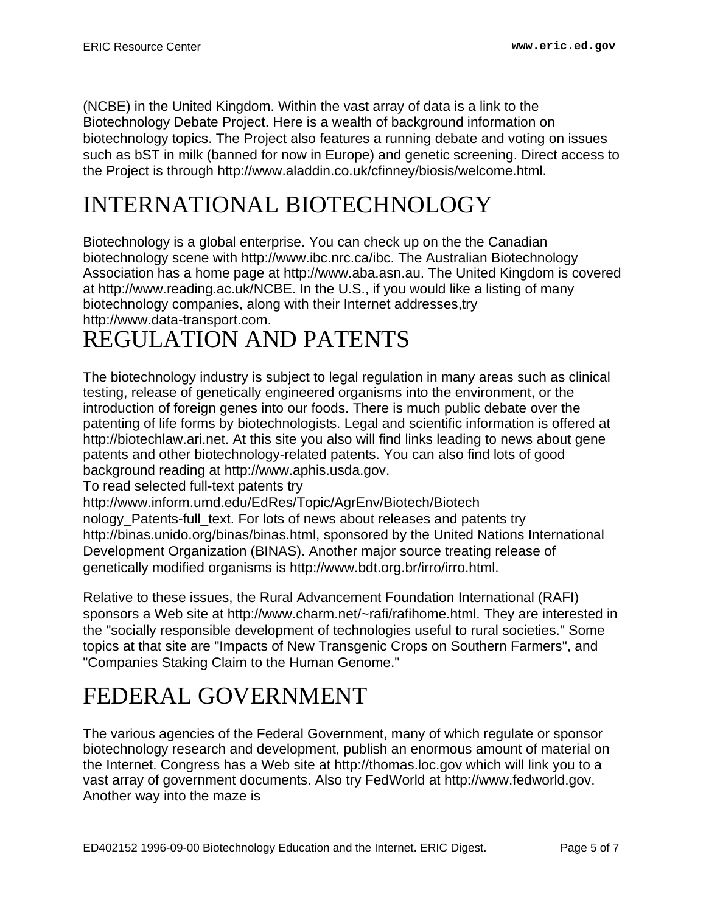(NCBE) in the United Kingdom. Within the vast array of data is a link to the Biotechnology Debate Project. Here is a wealth of background information on biotechnology topics. The Project also features a running debate and voting on issues such as bST in milk (banned for now in Europe) and genetic screening. Direct access to the Project is through http://www.aladdin.co.uk/cfinney/biosis/welcome.html.

# INTERNATIONAL BIOTECHNOLOGY

Biotechnology is a global enterprise. You can check up on the the Canadian biotechnology scene with http://www.ibc.nrc.ca/ibc. The Australian Biotechnology Association has a home page at http://www.aba.asn.au. The United Kingdom is covered at http://www.reading.ac.uk/NCBE. In the U.S., if you would like a listing of many biotechnology companies, along with their Internet addresses,try http://www.data-transport.com.

# REGULATION AND PATENTS

The biotechnology industry is subject to legal regulation in many areas such as clinical testing, release of genetically engineered organisms into the environment, or the introduction of foreign genes into our foods. There is much public debate over the patenting of life forms by biotechnologists. Legal and scientific information is offered at http://biotechlaw.ari.net. At this site you also will find links leading to news about gene patents and other biotechnology-related patents. You can also find lots of good background reading at http://www.aphis.usda.gov.
To read selected full-text patents try http://www.inform.umd.edu/EdRes/Topic/AgrEnv/Biotech/Biotechnology_Patents-full_text. For lots of news about releases and patents try http://binas.unido.org/binas/binas.html, sponsored by the United Nations International Development Organization (BINAS). Another major source treating release of genetically modified organisms is http://www.bdt.org.br/irro/irro.html.

Relative to these issues, the Rural Advancement Foundation International (RAFI) sponsors a Web site at http://www.charm.net/~rafi/rafihome.html. They are interested in the "socially responsible development of technologies useful to rural societies." Some topics at that site are "Impacts of New Transgenic Crops on Southern Farmers", and "Companies Staking Claim to the Human Genome."

# FEDERAL GOVERNMENT

The various agencies of the Federal Government, many of which regulate or sponsor biotechnology research and development, publish an enormous amount of material on the Internet. Congress has a Web site at http://thomas.loc.gov which will link you to a vast array of government documents. Also try FedWorld at http://www.fedworld.gov. Another way into the maze is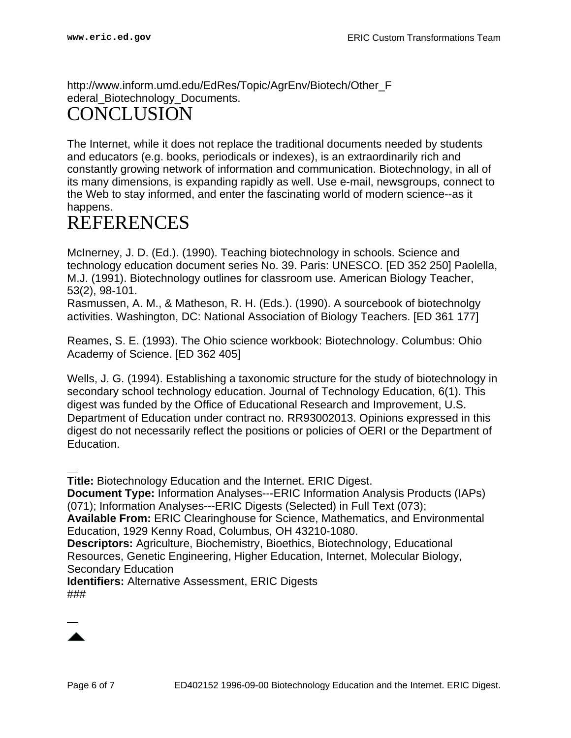http://www.inform.umd.edu/EdRes/Topic/AgrEnv/Biotech/Other_Federal_Biotechnology_Documents.

# CONCLUSION

The Internet, while it does not replace the traditional documents needed by students and educators (e.g. books, periodicals or indexes), is an extraordinarily rich and constantly growing network of information and communication. Biotechnology, in all of its many dimensions, is expanding rapidly as well. Use e-mail, newsgroups, connect to the Web to stay informed, and enter the fascinating world of modern science--as it happens.

# REFERENCES

McInerney, J. D. (Ed.). (1990). Teaching biotechnology in schools. Science and technology education document series No. 39. Paris: UNESCO. [ED 352 250] Paolella, M.J. (1991). Biotechnology outlines for classroom use. American Biology Teacher, 53(2), 98-101.
Rasmussen, A. M., & Matheson, R. H. (Eds.). (1990). A sourcebook of biotechnolgy activities. Washington, DC: National Association of Biology Teachers. [ED 361 177]

Reames, S. E. (1993). The Ohio science workbook: Biotechnology. Columbus: Ohio Academy of Science. [ED 362 405]

Wells, J. G. (1994). Establishing a taxonomic structure for the study of biotechnology in secondary school technology education. Journal of Technology Education, 6(1). This digest was funded by the Office of Educational Research and Improvement, U.S. Department of Education under contract no. RR93002013. Opinions expressed in this digest do not necessarily reflect the positions or policies of OERI or the Department of Education.

---

**Title:** Biotechnology Education and the Internet. ERIC Digest.
**Document Type:** Information Analyses---ERIC Information Analysis Products (IAPs) (071); Information Analyses---ERIC Digests (Selected) in Full Text (073);
**Available From:** ERIC Clearinghouse for Science, Mathematics, and Environmental Education, 1929 Kenny Road, Columbus, OH 43210-1080.
**Descriptors:** Agriculture, Biochemistry, Bioethics, Biotechnology, Educational Resources, Genetic Engineering, Higher Education, Internet, Molecular Biology, Secondary Education
**Identifiers:** Alternative Assessment, ERIC Digests
###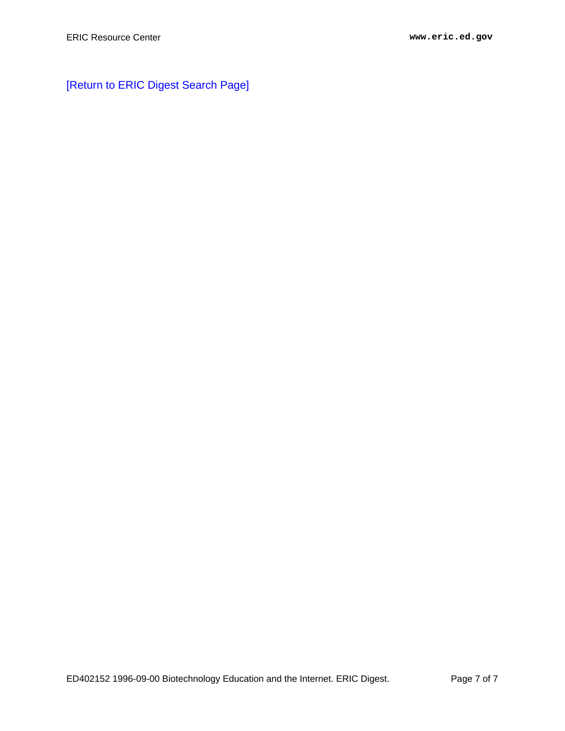[Return to ERIC Digest Search Page]